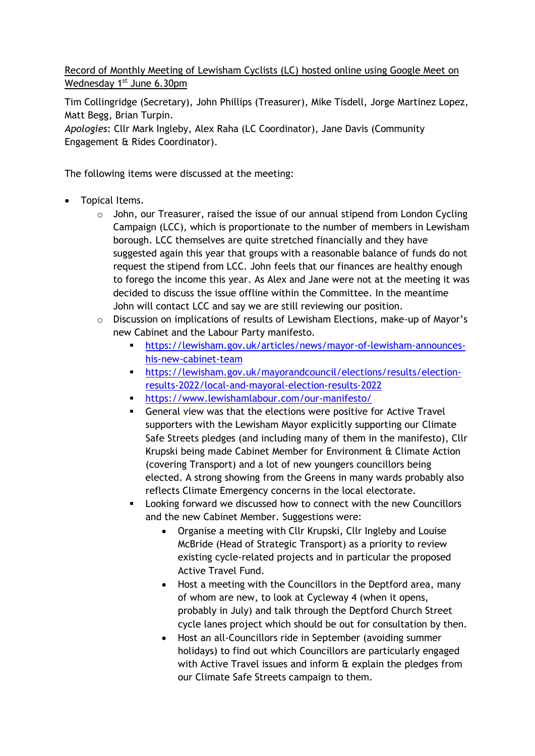Record of Monthly Meeting of Lewisham Cyclists (LC) hosted online using Google Meet on Wednesday 1st June 6.30pm

Tim Collingridge (Secretary), John Phillips (Treasurer), Mike Tisdell, Jorge Martinez Lopez, Matt Begg, Brian Turpin.
*Apologies*: Cllr Mark Ingleby, Alex Raha (LC Coordinator), Jane Davis (Community Engagement & Rides Coordinator).

The following items were discussed at the meeting:

- Topical Items.
  - John, our Treasurer, raised the issue of our annual stipend from London Cycling Campaign (LCC), which is proportionate to the number of members in Lewisham borough. LCC themselves are quite stretched financially and they have suggested again this year that groups with a reasonable balance of funds do not request the stipend from LCC. John feels that our finances are healthy enough to forego the income this year. As Alex and Jane were not at the meeting it was decided to discuss the issue offline within the Committee. In the meantime John will contact LCC and say we are still reviewing our position.
  - Discussion on implications of results of Lewisham Elections, make-up of Mayor's new Cabinet and the Labour Party manifesto.
    - https://lewisham.gov.uk/articles/news/mayor-of-lewisham-announces-his-new-cabinet-team
    - https://lewisham.gov.uk/mayorandcouncil/elections/results/election-results-2022/local-and-mayoral-election-results-2022
    - https://www.lewishamlabour.com/our-manifesto/
    - General view was that the elections were positive for Active Travel supporters with the Lewisham Mayor explicitly supporting our Climate Safe Streets pledges (and including many of them in the manifesto), Cllr Krupski being made Cabinet Member for Environment & Climate Action (covering Transport) and a lot of new youngers councillors being elected. A strong showing from the Greens in many wards probably also reflects Climate Emergency concerns in the local electorate.
    - Looking forward we discussed how to connect with the new Councillors and the new Cabinet Member. Suggestions were:
      - Organise a meeting with Cllr Krupski, Cllr Ingleby and Louise McBride (Head of Strategic Transport) as a priority to review existing cycle-related projects and in particular the proposed Active Travel Fund.
      - Host a meeting with the Councillors in the Deptford area, many of whom are new, to look at Cycleway 4 (when it opens, probably in July) and talk through the Deptford Church Street cycle lanes project which should be out for consultation by then.
      - Host an all-Councillors ride in September (avoiding summer holidays) to find out which Councillors are particularly engaged with Active Travel issues and inform & explain the pledges from our Climate Safe Streets campaign to them.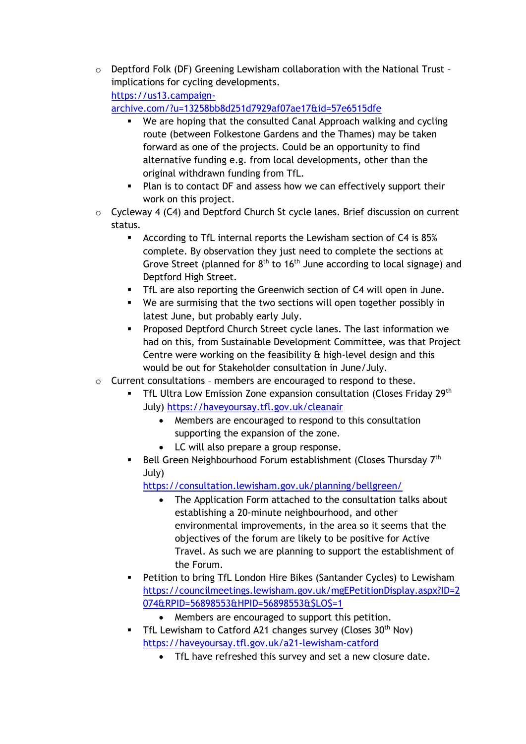- Deptford Folk (DF) Greening Lewisham collaboration with the National Trust – implications for cycling developments. https://us13.campaign-archive.com/?u=13258bb8d251d7929af07ae17&id=57e6515dfe
    - We are hoping that the consulted Canal Approach walking and cycling route (between Folkestone Gardens and the Thames) may be taken forward as one of the projects. Could be an opportunity to find alternative funding e.g. from local developments, other than the original withdrawn funding from TfL.
    - Plan is to contact DF and assess how we can effectively support their work on this project.
- Cycleway 4 (C4) and Deptford Church St cycle lanes. Brief discussion on current status.
    - According to TfL internal reports the Lewisham section of C4 is 85% complete. By observation they just need to complete the sections at Grove Street (planned for 8th to 16th June according to local signage) and Deptford High Street.
    - TfL are also reporting the Greenwich section of C4 will open in June.
    - We are surmising that the two sections will open together possibly in latest June, but probably early July.
    - Proposed Deptford Church Street cycle lanes. The last information we had on this, from Sustainable Development Committee, was that Project Centre were working on the feasibility & high-level design and this would be out for Stakeholder consultation in June/July.
- Current consultations – members are encouraged to respond to these.
    - TfL Ultra Low Emission Zone expansion consultation (Closes Friday 29th July) https://haveyoursay.tfl.gov.uk/cleanair
        - Members are encouraged to respond to this consultation supporting the expansion of the zone.
        - LC will also prepare a group response.
    - Bell Green Neighbourhood Forum establishment (Closes Thursday 7th July) https://consultation.lewisham.gov.uk/planning/bellgreen/
        - The Application Form attached to the consultation talks about establishing a 20-minute neighbourhood, and other environmental improvements, in the area so it seems that the objectives of the forum are likely to be positive for Active Travel. As such we are planning to support the establishment of the Forum.
    - Petition to bring TfL London Hire Bikes (Santander Cycles) to Lewisham https://councilmeetings.lewisham.gov.uk/mgEPetitionDisplay.aspx?ID=2074&RPID=56898553&HPID=56898553&$LO$=1
        - Members are encouraged to support this petition.
    - TfL Lewisham to Catford A21 changes survey (Closes 30th Nov) https://haveyoursay.tfl.gov.uk/a21-lewisham-catford
        - TfL have refreshed this survey and set a new closure date.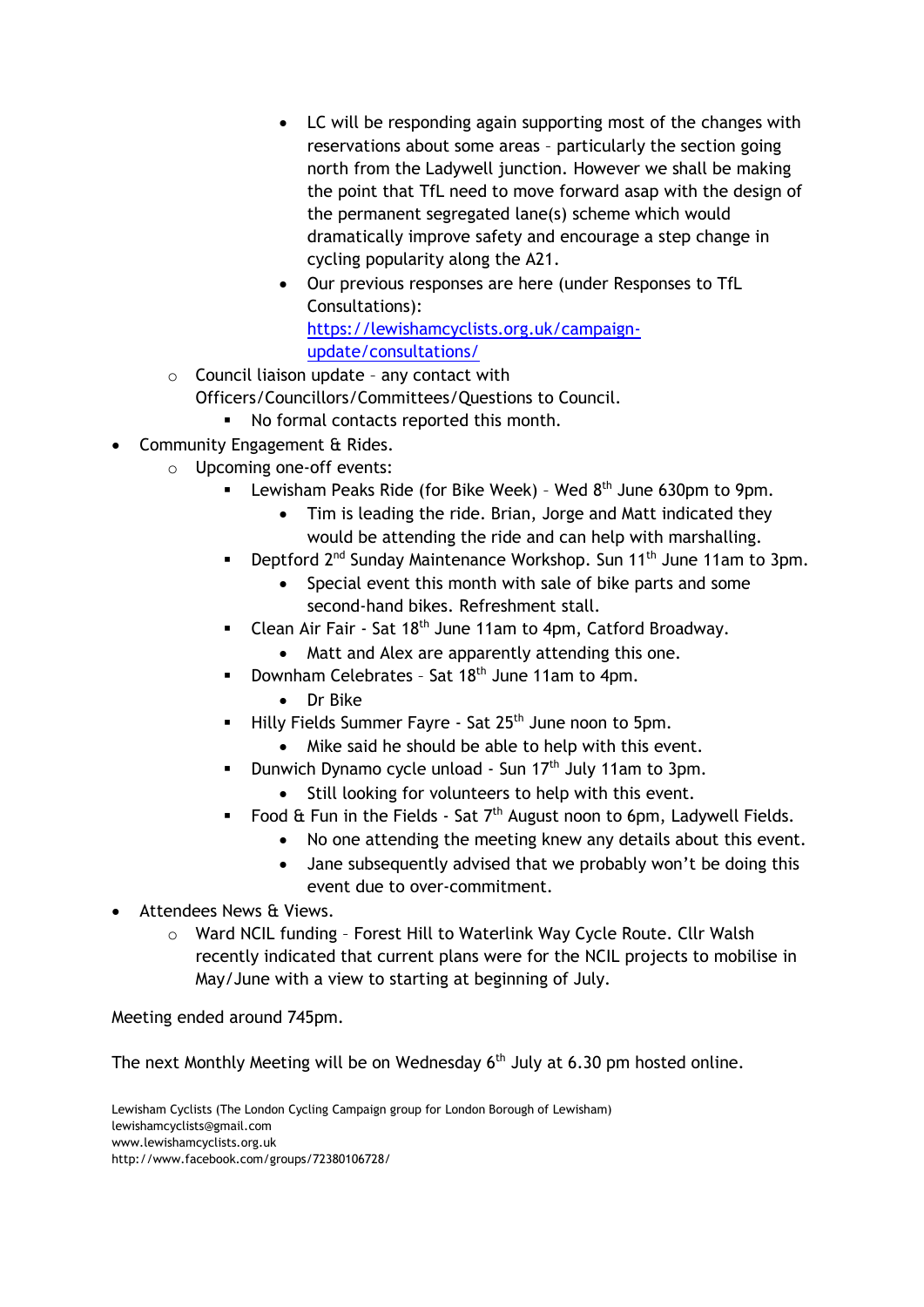- LC will be responding again supporting most of the changes with reservations about some areas – particularly the section going north from the Ladywell junction. However we shall be making the point that TfL need to move forward asap with the design of the permanent segregated lane(s) scheme which would dramatically improve safety and encourage a step change in cycling popularity along the A21.
        - Our previous responses are here (under Responses to TfL Consultations): [https://lewishamcyclists.org.uk/campaign-update/consultations/](https://lewishamcyclists.org.uk/campaign-update/consultations/)
  - Council liaison update – any contact with Officers/Councillors/Committees/Questions to Council.
    - No formal contacts reported this month.
- Community Engagement & Rides.
  - Upcoming one-off events:
    - Lewisham Peaks Ride (for Bike Week) – Wed 8th June 630pm to 9pm.
      - Tim is leading the ride. Brian, Jorge and Matt indicated they would be attending the ride and can help with marshalling.
    - Deptford 2nd Sunday Maintenance Workshop. Sun 11th June 11am to 3pm.
      - Special event this month with sale of bike parts and some second-hand bikes. Refreshment stall.
    - Clean Air Fair - Sat 18th June 11am to 4pm, Catford Broadway.
      - Matt and Alex are apparently attending this one.
    - Downham Celebrates – Sat 18th June 11am to 4pm.
      - Dr Bike
    - Hilly Fields Summer Fayre - Sat 25th June noon to 5pm.
      - Mike said he should be able to help with this event.
    - Dunwich Dynamo cycle unload - Sun 17th July 11am to 3pm.
      - Still looking for volunteers to help with this event.
    - Food & Fun in the Fields - Sat 7th August noon to 6pm, Ladywell Fields.
      - No one attending the meeting knew any details about this event.
      - Jane subsequently advised that we probably won't be doing this event due to over-commitment.
- Attendees News & Views.
  - Ward NCIL funding – Forest Hill to Waterlink Way Cycle Route. Cllr Walsh recently indicated that current plans were for the NCIL projects to mobilise in May/June with a view to starting at beginning of July.

Meeting ended around 745pm.

The next Monthly Meeting will be on Wednesday 6th July at 6.30 pm hosted online.

Lewisham Cyclists (The London Cycling Campaign group for London Borough of Lewisham)
lewishamcyclists@gmail.com
www.lewishamcyclists.org.uk
http://www.facebook.com/groups/72380106728/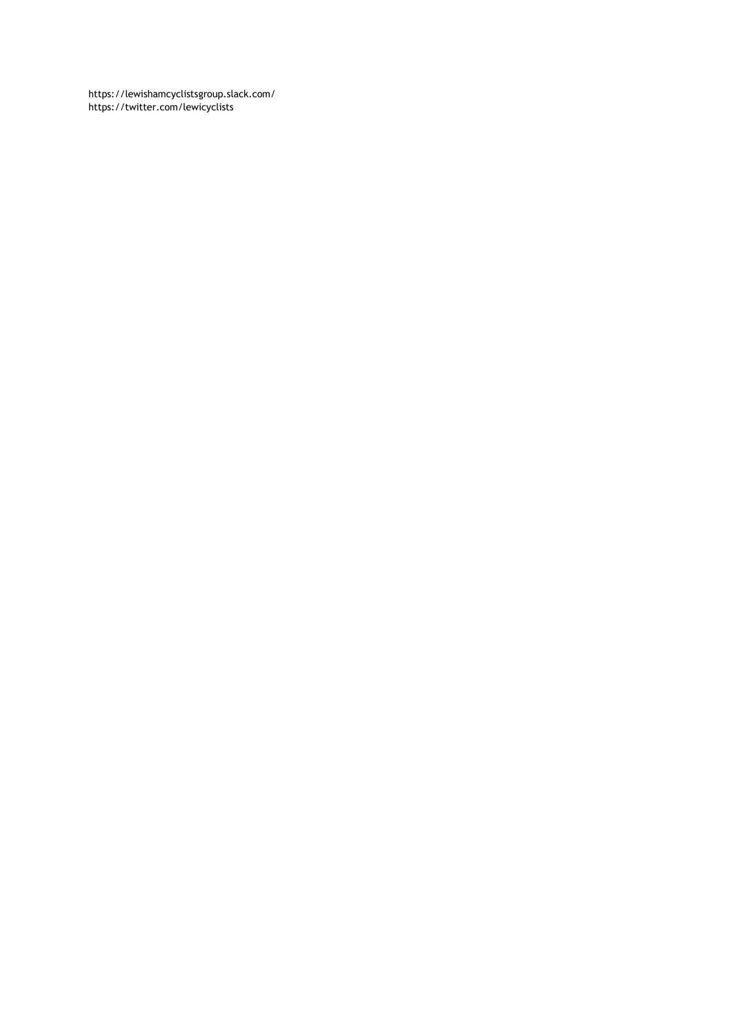https://lewishamcyclistsgroup.slack.com/
https://twitter.com/lewicyclists